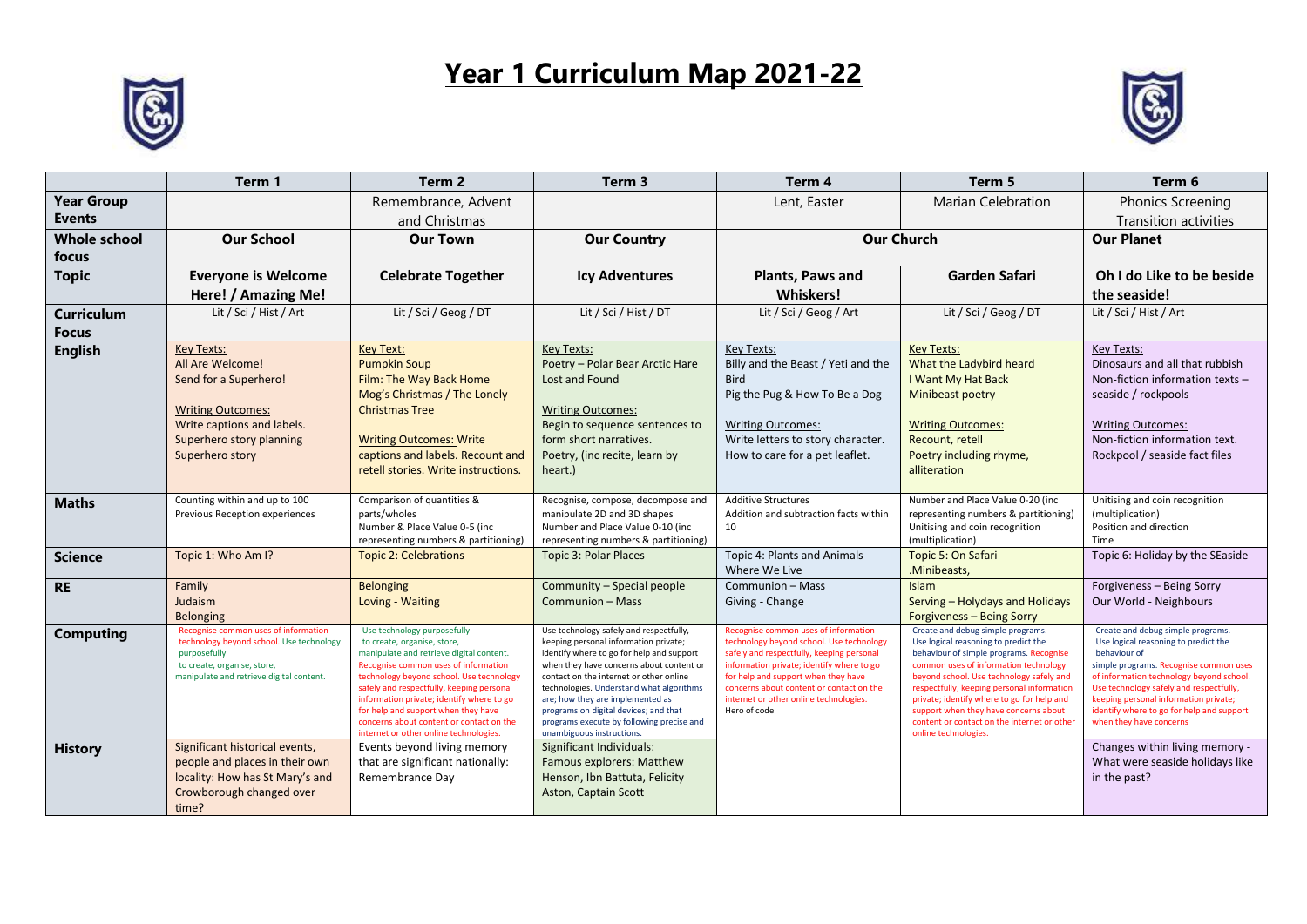# Year 1 Curriculum Map 2021-22

| | Term 1 | Term 2 | Term 3 | Term 4 | Term 5 | Term 6 |
|---|---|---|---|---|---|---|
| **Year Group Events** | | Remembrance, Advent and Christmas | | Lent, Easter | Marian Celebration | Phonics Screening Transition activities |
| **Whole school focus** | **Our School** | **Our Town** | **Our Country** | **Our Church** | | **Our Planet** |
| **Topic** | **Everyone is Welcome Here! / Amazing Me!** | **Celebrate Together** | **Icy Adventures** | **Plants, Paws and Whiskers!** | **Garden Safari** | **Oh I do Like to be beside the seaside!** |
| **Curriculum Focus** | Lit / Sci / Hist / Art | Lit / Sci / Geog / DT | Lit / Sci / Hist / DT | Lit / Sci / Geog / Art | Lit / Sci / Geog / DT | Lit / Sci / Hist / Art |
| **English** | Key Texts:<br>All Are Welcome!<br>Send for a Superhero!<br><br>Writing Outcomes:<br>Write captions and labels.<br>Superhero story planning<br>Superhero story | Key Text:<br>Pumpkin Soup<br>Film: The Way Back Home<br>Mog's Christmas / The Lonely Christmas Tree<br><br>Writing Outcomes: Write captions and labels. Recount and retell stories. Write instructions. | Key Texts:<br>Poetry – Polar Bear Arctic Hare<br>Lost and Found<br><br>Writing Outcomes:<br>Begin to sequence sentences to form short narratives.<br>Poetry, (inc recite, learn by heart.) | Key Texts:<br>Billy and the Beast / Yeti and the Bird<br>Pig the Pug & How To Be a Dog<br><br>Writing Outcomes:<br>Write letters to story character.<br>How to care for a pet leaflet. | Key Texts:<br>What the Ladybird heard<br>I Want My Hat Back<br>Minibeast poetry<br><br>Writing Outcomes:<br>Recount, retell<br>Poetry including rhyme, alliteration | Key Texts:<br>Dinosaurs and all that rubbish<br>Non-fiction information texts – seaside / rockpools<br><br>Writing Outcomes:<br>Non-fiction information text.<br>Rockpool / seaside fact files |
| **Maths** | Counting within and up to 100<br>Previous Reception experiences | Comparison of quantities & parts/wholes<br>Number & Place Value 0-5 (inc representing numbers & partitioning) | Recognise, compose, decompose and manipulate 2D and 3D shapes<br>Number and Place Value 0-10 (inc representing numbers & partitioning) | Additive Structures<br>Addition and subtraction facts within 10 | Number and Place Value 0-20 (inc representing numbers & partitioning)<br>Unitising and coin recognition (multiplication) | Unitising and coin recognition (multiplication)<br>Position and direction<br>Time |
| **Science** | Topic 1: Who Am I? | Topic 2: Celebrations | Topic 3: Polar Places | Topic 4: Plants and Animals Where We Live | Topic 5: On Safari .Minibeasts, | Topic 6: Holiday by the SEaside |
| **RE** | Family<br>Judaism<br>Belonging | Belonging<br>Loving - Waiting | Community – Special people<br>Communion – Mass | Communion – Mass<br>Giving - Change | Islam<br>Serving – Holydays and Holidays<br>Forgiveness – Being Sorry | Forgiveness – Being Sorry<br>Our World - Neighbours |
| **Computing** | Recognise common uses of information technology beyond school. Use technology purposefully to create, organise, store, manipulate and retrieve digital content. | Use technology purposefully to create, organise, store, manipulate and retrieve digital content. Recognise common uses of information technology beyond school. Use technology safely and respectfully, keeping personal information private; identify where to go for help and support when they have concerns about content or contact on the internet or other online technologies. | Use technology safely and respectfully, keeping personal information private; identify where to go for help and support when they have concerns about content or contact on the internet or other online technologies. Understand what algorithms are; how they are implemented as programs on digital devices; and that programs execute by following precise and unambiguous instructions. | Recognise common uses of information technology beyond school. Use technology safely and respectfully, keeping personal information private; identify where to go for help and support when they have concerns about content or contact on the internet or other online technologies. Hero of code | Create and debug simple programs. Use logical reasoning to predict the behaviour of simple programs. Recognise common uses of information technology beyond school. Use technology safely and respectfully, keeping personal information private; identify where to go for help and support when they have concerns about content or contact on the internet or other online technologies. | Create and debug simple programs. Use logical reasoning to predict the behaviour of simple programs. Recognise common uses of information technology beyond school. Use technology safely and respectfully, keeping personal information private; identify where to go for help and support when they have concerns |
| **History** | Significant historical events, people and places in their own locality: How has St Mary's and Crowborough changed over time? | Events beyond living memory that are significant nationally: Remembrance Day | Significant Individuals:<br>Famous explorers: Matthew Henson, Ibn Battuta, Felicity Aston, Captain Scott | | | Changes within living memory - What were seaside holidays like in the past? |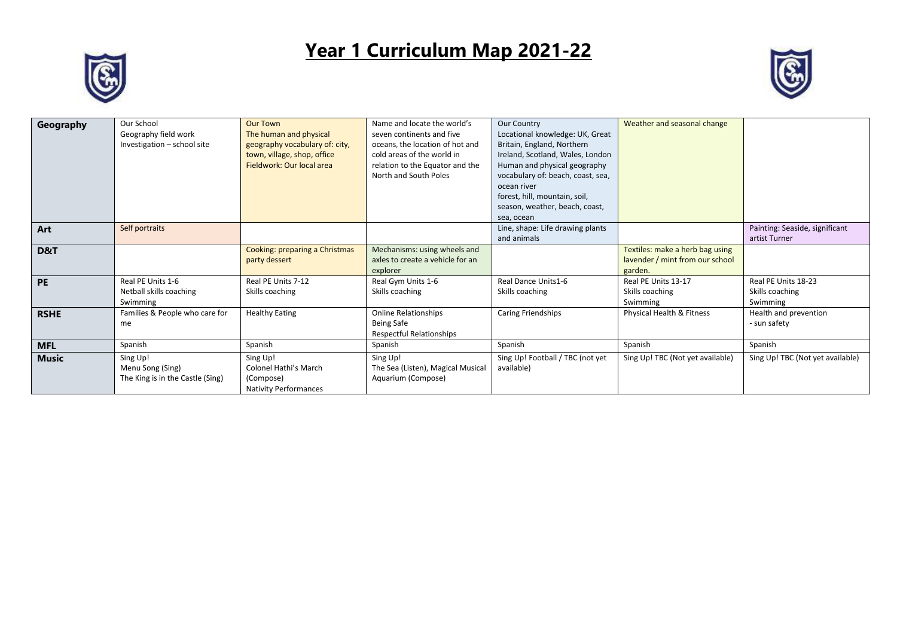# Year 1 Curriculum Map 2021-22

| | | | | | | |
|---|---|---|---|---|---|---|
| **Geography** | Our School<br>Geography field work<br>Investigation – school site | Our Town<br>The human and physical geography vocabulary of: city, town, village, shop, office<br>Fieldwork: Our local area | Name and locate the world's seven continents and five oceans, the location of hot and cold areas of the world in relation to the Equator and the North and South Poles | Our Country<br>Locational knowledge: UK, Great Britain, England, Northern Ireland, Scotland, Wales, London<br>Human and physical geography vocabulary of: beach, coast, sea, ocean river<br>forest, hill, mountain, soil, season, weather, beach, coast, sea, ocean | Weather and seasonal change | |
| **Art** | Self portraits | | | Line, shape: Life drawing plants and animals | | Painting: Seaside, significant artist Turner |
| **D&T** | | Cooking: preparing a Christmas party dessert | Mechanisms: using wheels and axles to create a vehicle for an explorer | | Textiles: make a herb bag using lavender / mint from our school garden. | |
| **PE** | Real PE Units 1-6<br>Netball skills coaching<br>Swimming | Real PE Units 7-12<br>Skills coaching | Real Gym Units 1-6<br>Skills coaching | Real Dance Units1-6<br>Skills coaching | Real PE Units 13-17<br>Skills coaching<br>Swimming | Real PE Units 18-23<br>Skills coaching<br>Swimming |
| **RSHE** | Families & People who care for me | Healthy Eating | Online Relationships<br>Being Safe<br>Respectful Relationships | Caring Friendships | Physical Health & Fitness | Health and prevention<br>- sun safety |
| **MFL** | Spanish | Spanish | Spanish | Spanish | Spanish | Spanish |
| **Music** | Sing Up!<br>Menu Song (Sing)<br>The King is in the Castle (Sing) | Sing Up!<br>Colonel Hathi's March (Compose)<br>Nativity Performances | Sing Up!<br>The Sea (Listen), Magical Musical Aquarium (Compose) | Sing Up! Football / TBC (not yet available) | Sing Up! TBC (Not yet available) | Sing Up! TBC (Not yet available) |